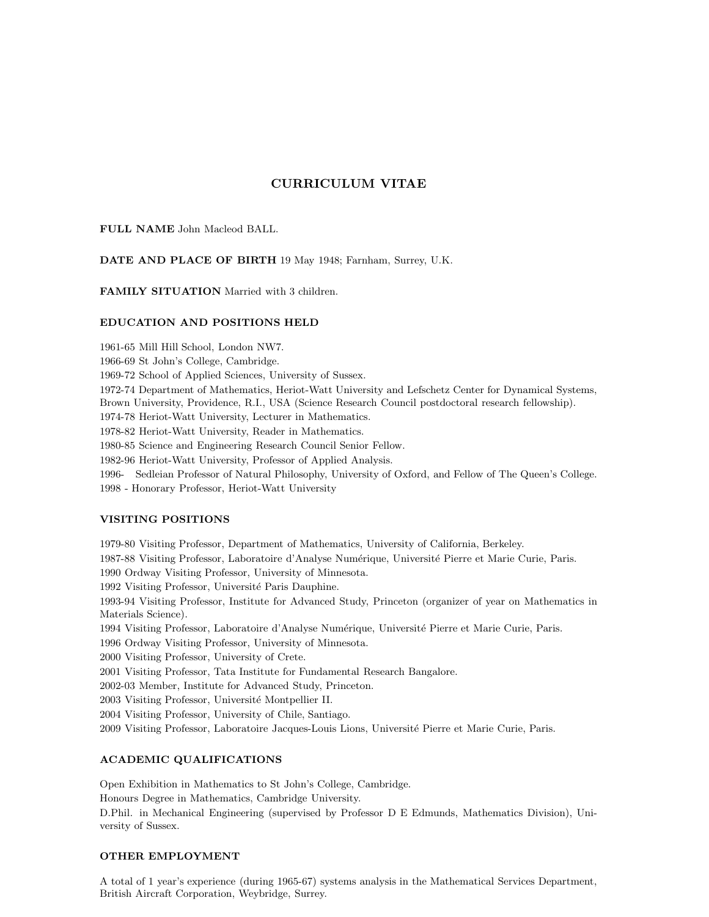# CURRICULUM VITAE

**FULL NAME** John Macleod BALL.

**DATE AND PLACE OF BIRTH** 19 May 1948; Farnham, Surrey, U.K.

**FAMILY SITUATION** Married with 3 children.

## EDUCATION AND POSITIONS HELD

1961-65 Mill Hill School, London NW7.
1966-69 St John's College, Cambridge.
1969-72 School of Applied Sciences, University of Sussex.
1972-74 Department of Mathematics, Heriot-Watt University and Lefschetz Center for Dynamical Systems, Brown University, Providence, R.I., USA (Science Research Council postdoctoral research fellowship).
1974-78 Heriot-Watt University, Lecturer in Mathematics.
1978-82 Heriot-Watt University, Reader in Mathematics.
1980-85 Science and Engineering Research Council Senior Fellow.
1982-96 Heriot-Watt University, Professor of Applied Analysis.
1996- Sedleian Professor of Natural Philosophy, University of Oxford, and Fellow of The Queen's College.
1998 - Honorary Professor, Heriot-Watt University

## VISITING POSITIONS

1979-80 Visiting Professor, Department of Mathematics, University of California, Berkeley.
1987-88 Visiting Professor, Laboratoire d'Analyse Numérique, Université Pierre et Marie Curie, Paris.
1990 Ordway Visiting Professor, University of Minnesota.
1992 Visiting Professor, Université Paris Dauphine.
1993-94 Visiting Professor, Institute for Advanced Study, Princeton (organizer of year on Mathematics in Materials Science).
1994 Visiting Professor, Laboratoire d'Analyse Numérique, Université Pierre et Marie Curie, Paris.
1996 Ordway Visiting Professor, University of Minnesota.
2000 Visiting Professor, University of Crete.
2001 Visiting Professor, Tata Institute for Fundamental Research Bangalore.
2002-03 Member, Institute for Advanced Study, Princeton.
2003 Visiting Professor, Université Montpellier II.
2004 Visiting Professor, University of Chile, Santiago.
2009 Visiting Professor, Laboratoire Jacques-Louis Lions, Université Pierre et Marie Curie, Paris.

## ACADEMIC QUALIFICATIONS

Open Exhibition in Mathematics to St John's College, Cambridge.
Honours Degree in Mathematics, Cambridge University.
D.Phil. in Mechanical Engineering (supervised by Professor D E Edmunds, Mathematics Division), University of Sussex.

## OTHER EMPLOYMENT

A total of 1 year's experience (during 1965-67) systems analysis in the Mathematical Services Department, British Aircraft Corporation, Weybridge, Surrey.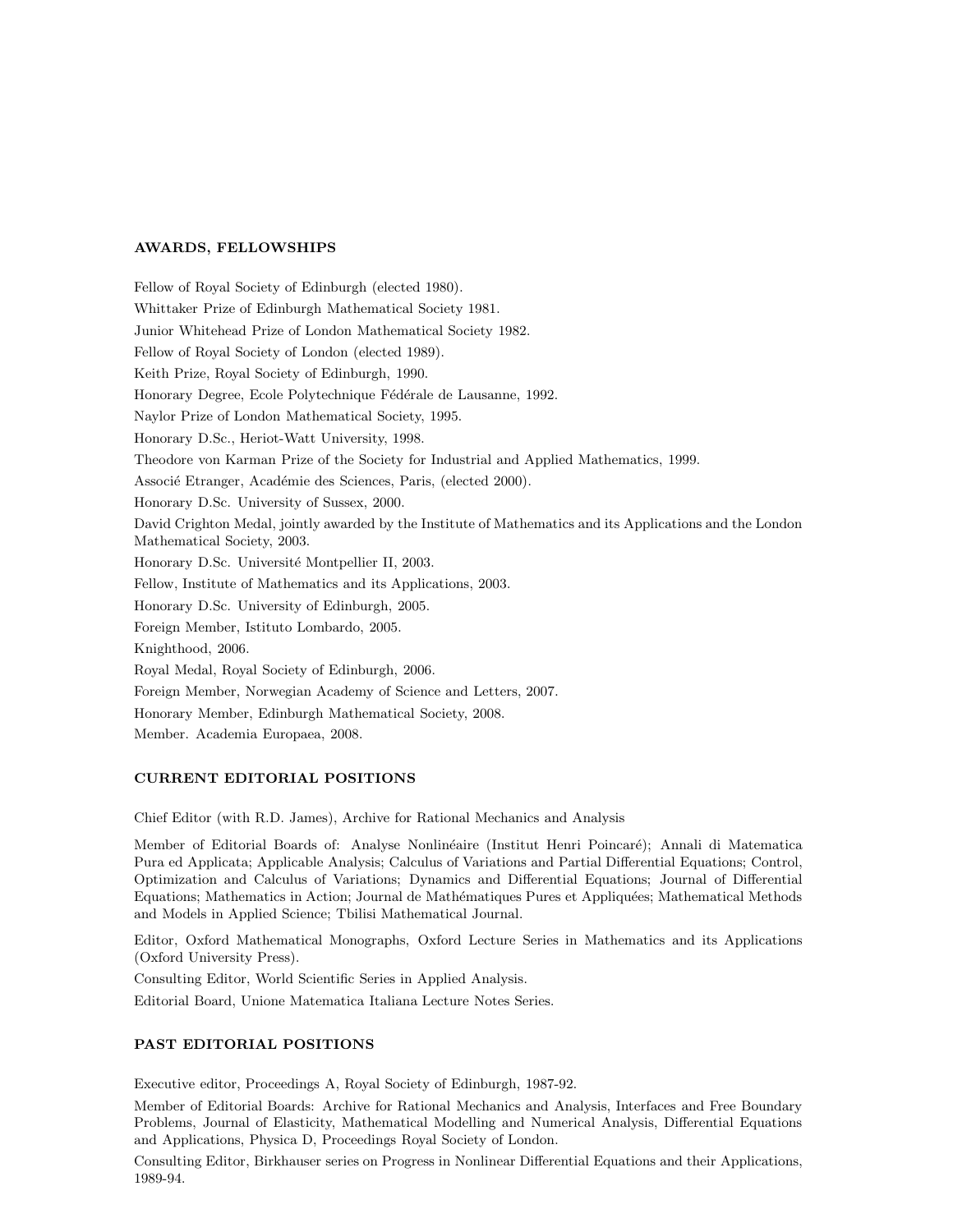## AWARDS, FELLOWSHIPS

Fellow of Royal Society of Edinburgh (elected 1980).

Whittaker Prize of Edinburgh Mathematical Society 1981.

Junior Whitehead Prize of London Mathematical Society 1982.

Fellow of Royal Society of London (elected 1989).

Keith Prize, Royal Society of Edinburgh, 1990.

Honorary Degree, Ecole Polytechnique Fédérale de Lausanne, 1992.

Naylor Prize of London Mathematical Society, 1995.

Honorary D.Sc., Heriot-Watt University, 1998.

Theodore von Karman Prize of the Society for Industrial and Applied Mathematics, 1999.

Associé Etranger, Académie des Sciences, Paris, (elected 2000).

Honorary D.Sc. University of Sussex, 2000.

David Crighton Medal, jointly awarded by the Institute of Mathematics and its Applications and the London Mathematical Society, 2003.

Honorary D.Sc. Université Montpellier II, 2003.

Fellow, Institute of Mathematics and its Applications, 2003.

Honorary D.Sc. University of Edinburgh, 2005.

Foreign Member, Istituto Lombardo, 2005.

Knighthood, 2006.

Royal Medal, Royal Society of Edinburgh, 2006.

Foreign Member, Norwegian Academy of Science and Letters, 2007.

Honorary Member, Edinburgh Mathematical Society, 2008.

Member. Academia Europaea, 2008.

## CURRENT EDITORIAL POSITIONS

Chief Editor (with R.D. James), Archive for Rational Mechanics and Analysis

Member of Editorial Boards of: Analyse Nonlinéaire (Institut Henri Poincaré); Annali di Matematica Pura ed Applicata; Applicable Analysis; Calculus of Variations and Partial Differential Equations; Control, Optimization and Calculus of Variations; Dynamics and Differential Equations; Journal of Differential Equations; Mathematics in Action; Journal de Mathématiques Pures et Appliquées; Mathematical Methods and Models in Applied Science; Tbilisi Mathematical Journal.

Editor, Oxford Mathematical Monographs, Oxford Lecture Series in Mathematics and its Applications (Oxford University Press).

Consulting Editor, World Scientific Series in Applied Analysis.

Editorial Board, Unione Matematica Italiana Lecture Notes Series.

## PAST EDITORIAL POSITIONS

Executive editor, Proceedings A, Royal Society of Edinburgh, 1987-92.

Member of Editorial Boards: Archive for Rational Mechanics and Analysis, Interfaces and Free Boundary Problems, Journal of Elasticity, Mathematical Modelling and Numerical Analysis, Differential Equations and Applications, Physica D, Proceedings Royal Society of London.

Consulting Editor, Birkhauser series on Progress in Nonlinear Differential Equations and their Applications, 1989-94.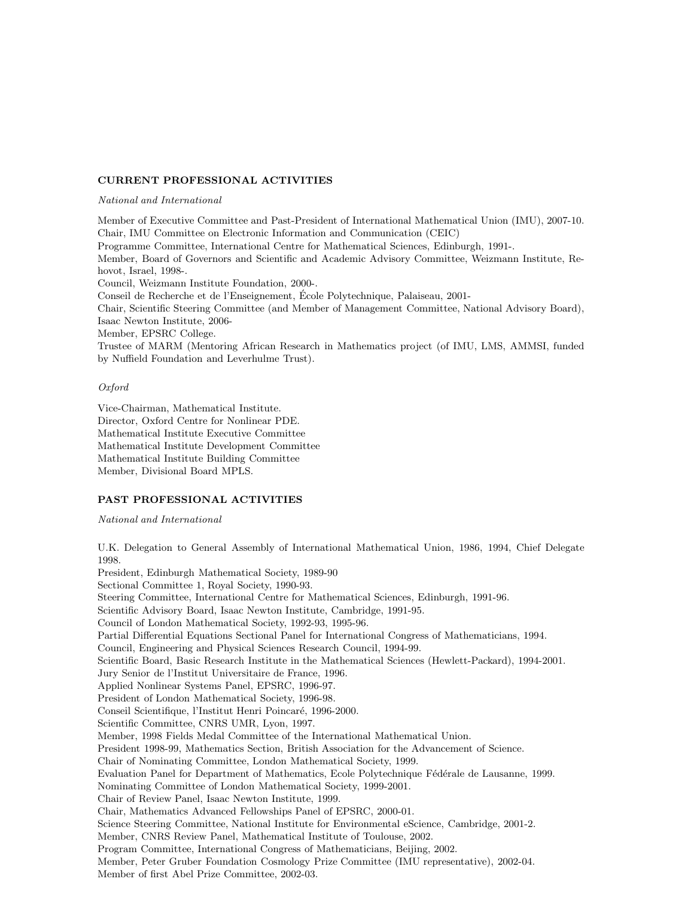## CURRENT PROFESSIONAL ACTIVITIES

*National and International*

Member of Executive Committee and Past-President of International Mathematical Union (IMU), 2007-10.
Chair, IMU Committee on Electronic Information and Communication (CEIC)
Programme Committee, International Centre for Mathematical Sciences, Edinburgh, 1991-.
Member, Board of Governors and Scientific and Academic Advisory Committee, Weizmann Institute, Rehovot, Israel, 1998-.
Council, Weizmann Institute Foundation, 2000-.
Conseil de Recherche et de l'Enseignement, École Polytechnique, Palaiseau, 2001-
Chair, Scientific Steering Committee (and Member of Management Committee, National Advisory Board), Isaac Newton Institute, 2006-
Member, EPSRC College.
Trustee of MARM (Mentoring African Research in Mathematics project (of IMU, LMS, AMMSI, funded by Nuffield Foundation and Leverhulme Trust).

*Oxford*

Vice-Chairman, Mathematical Institute.
Director, Oxford Centre for Nonlinear PDE.
Mathematical Institute Executive Committee
Mathematical Institute Development Committee
Mathematical Institute Building Committee
Member, Divisional Board MPLS.

## PAST PROFESSIONAL ACTIVITIES

*National and International*

U.K. Delegation to General Assembly of International Mathematical Union, 1986, 1994, Chief Delegate 1998.
President, Edinburgh Mathematical Society, 1989-90
Sectional Committee 1, Royal Society, 1990-93.
Steering Committee, International Centre for Mathematical Sciences, Edinburgh, 1991-96.
Scientific Advisory Board, Isaac Newton Institute, Cambridge, 1991-95.
Council of London Mathematical Society, 1992-93, 1995-96.
Partial Differential Equations Sectional Panel for International Congress of Mathematicians, 1994.
Council, Engineering and Physical Sciences Research Council, 1994-99.
Scientific Board, Basic Research Institute in the Mathematical Sciences (Hewlett-Packard), 1994-2001.
Jury Senior de l'Institut Universitaire de France, 1996.
Applied Nonlinear Systems Panel, EPSRC, 1996-97.
President of London Mathematical Society, 1996-98.
Conseil Scientifique, l'Institut Henri Poincaré, 1996-2000.
Scientific Committee, CNRS UMR, Lyon, 1997.
Member, 1998 Fields Medal Committee of the International Mathematical Union.
President 1998-99, Mathematics Section, British Association for the Advancement of Science.
Chair of Nominating Committee, London Mathematical Society, 1999.
Evaluation Panel for Department of Mathematics, Ecole Polytechnique Fédérale de Lausanne, 1999.
Nominating Committee of London Mathematical Society, 1999-2001.
Chair of Review Panel, Isaac Newton Institute, 1999.
Chair, Mathematics Advanced Fellowships Panel of EPSRC, 2000-01.
Science Steering Committee, National Institute for Environmental eScience, Cambridge, 2001-2.
Member, CNRS Review Panel, Mathematical Institute of Toulouse, 2002.
Program Committee, International Congress of Mathematicians, Beijing, 2002.
Member, Peter Gruber Foundation Cosmology Prize Committee (IMU representative), 2002-04.
Member of first Abel Prize Committee, 2002-03.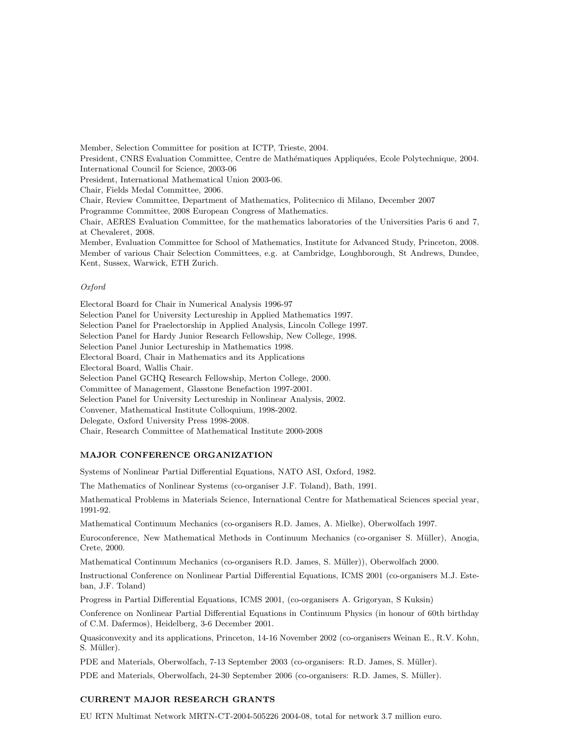Member, Selection Committee for position at ICTP, Trieste, 2004.
President, CNRS Evaluation Committee, Centre de Mathématiques Appliquées, Ecole Polytechnique, 2004.
International Council for Science, 2003-06
President, International Mathematical Union 2003-06.
Chair, Fields Medal Committee, 2006.
Chair, Review Committee, Department of Mathematics, Politecnico di Milano, December 2007
Programme Committee, 2008 European Congress of Mathematics.
Chair, AERES Evaluation Committee, for the mathematics laboratories of the Universities Paris 6 and 7, at Chevaleret, 2008.
Member, Evaluation Committee for School of Mathematics, Institute for Advanced Study, Princeton, 2008.
Member of various Chair Selection Committees, e.g. at Cambridge, Loughborough, St Andrews, Dundee, Kent, Sussex, Warwick, ETH Zurich.

*Oxford*

Electoral Board for Chair in Numerical Analysis 1996-97
Selection Panel for University Lectureship in Applied Mathematics 1997.
Selection Panel for Praelectorship in Applied Analysis, Lincoln College 1997.
Selection Panel for Hardy Junior Research Fellowship, New College, 1998.
Selection Panel Junior Lectureship in Mathematics 1998.
Electoral Board, Chair in Mathematics and its Applications
Electoral Board, Wallis Chair.
Selection Panel GCHQ Research Fellowship, Merton College, 2000.
Committee of Management, Glasstone Benefaction 1997-2001.
Selection Panel for University Lectureship in Nonlinear Analysis, 2002.
Convener, Mathematical Institute Colloquium, 1998-2002.
Delegate, Oxford University Press 1998-2008.
Chair, Research Committee of Mathematical Institute 2000-2008

## MAJOR CONFERENCE ORGANIZATION

Systems of Nonlinear Partial Differential Equations, NATO ASI, Oxford, 1982.

The Mathematics of Nonlinear Systems (co-organiser J.F. Toland), Bath, 1991.

Mathematical Problems in Materials Science, International Centre for Mathematical Sciences special year, 1991-92.

Mathematical Continuum Mechanics (co-organisers R.D. James, A. Mielke), Oberwolfach 1997.

Euroconference, New Mathematical Methods in Continuum Mechanics (co-organiser S. Müller), Anogia, Crete, 2000.

Mathematical Continuum Mechanics (co-organisers R.D. James, S. Müller)), Oberwolfach 2000.

Instructional Conference on Nonlinear Partial Differential Equations, ICMS 2001 (co-organisers M.J. Esteban, J.F. Toland)

Progress in Partial Differential Equations, ICMS 2001, (co-organisers A. Grigoryan, S Kuksin)

Conference on Nonlinear Partial Differential Equations in Continuum Physics (in honour of 60th birthday of C.M. Dafermos), Heidelberg, 3-6 December 2001.

Quasiconvexity and its applications, Princeton, 14-16 November 2002 (co-organisers Weinan E., R.V. Kohn, S. Müller).

PDE and Materials, Oberwolfach, 7-13 September 2003 (co-organisers: R.D. James, S. Müller).

PDE and Materials, Oberwolfach, 24-30 September 2006 (co-organisers: R.D. James, S. Müller).

## CURRENT MAJOR RESEARCH GRANTS

EU RTN Multimat Network MRTN-CT-2004-505226 2004-08, total for network 3.7 million euro.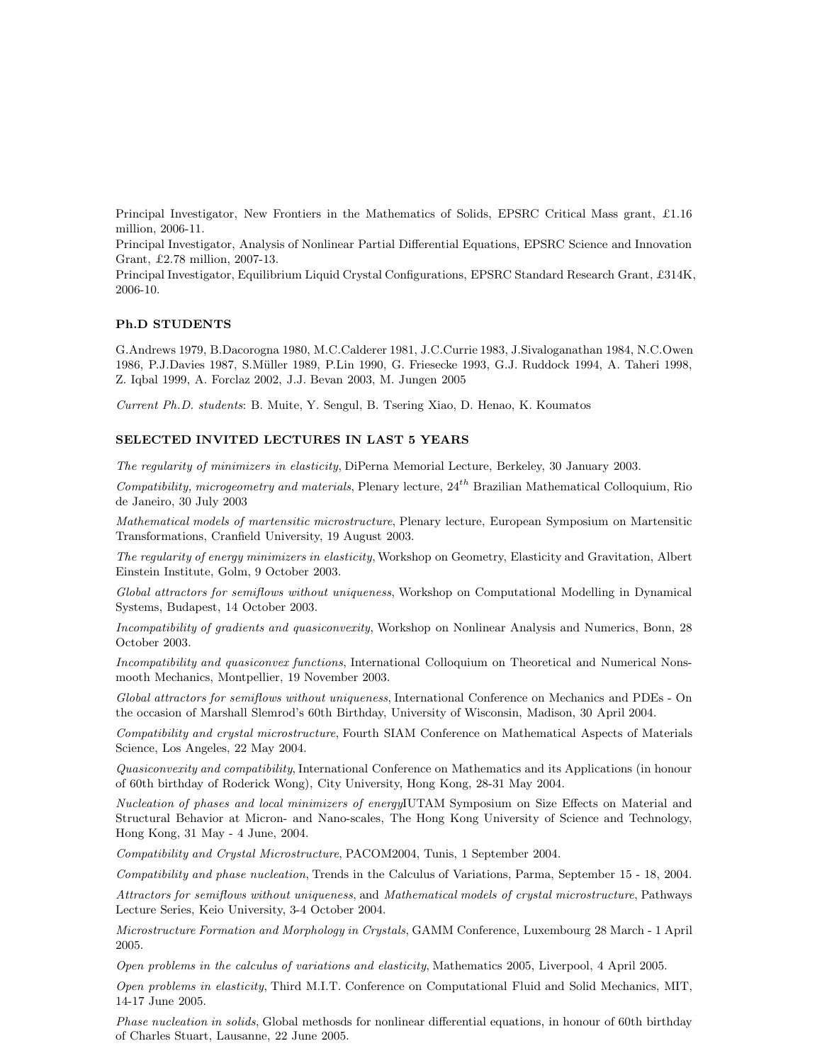Principal Investigator, New Frontiers in the Mathematics of Solids, EPSRC Critical Mass grant, £1.16 million, 2006-11.
Principal Investigator, Analysis of Nonlinear Partial Differential Equations, EPSRC Science and Innovation Grant, £2.78 million, 2007-13.
Principal Investigator, Equilibrium Liquid Crystal Configurations, EPSRC Standard Research Grant, £314K, 2006-10.

### Ph.D STUDENTS

G.Andrews 1979, B.Dacorogna 1980, M.C.Calderer 1981, J.C.Currie 1983, J.Sivaloganathan 1984, N.C.Owen 1986, P.J.Davies 1987, S.Müller 1989, P.Lin 1990, G. Friesecke 1993, G.J. Ruddock 1994, A. Taheri 1998, Z. Iqbal 1999, A. Forclaz 2002, J.J. Bevan 2003, M. Jungen 2005

*Current Ph.D. students*: B. Muite, Y. Sengul, B. Tsering Xiao, D. Henao, K. Koumatos

### SELECTED INVITED LECTURES IN LAST 5 YEARS

*The regularity of minimizers in elasticity*, DiPerna Memorial Lecture, Berkeley, 30 January 2003.

*Compatibility, microgeometry and materials*, Plenary lecture, $24^{th}$ Brazilian Mathematical Colloquium, Rio de Janeiro, 30 July 2003

*Mathematical models of martensitic microstructure*, Plenary lecture, European Symposium on Martensitic Transformations, Cranfield University, 19 August 2003.

*The regularity of energy minimizers in elasticity*, Workshop on Geometry, Elasticity and Gravitation, Albert Einstein Institute, Golm, 9 October 2003.

*Global attractors for semiflows without uniqueness*, Workshop on Computational Modelling in Dynamical Systems, Budapest, 14 October 2003.

*Incompatibility of gradients and quasiconvexity*, Workshop on Nonlinear Analysis and Numerics, Bonn, 28 October 2003.

*Incompatibility and quasiconvex functions*, International Colloquium on Theoretical and Numerical Nonsmooth Mechanics, Montpellier, 19 November 2003.

*Global attractors for semiflows without uniqueness*, International Conference on Mechanics and PDEs - On the occasion of Marshall Slemrod's 60th Birthday, University of Wisconsin, Madison, 30 April 2004.

*Compatibility and crystal microstructure*, Fourth SIAM Conference on Mathematical Aspects of Materials Science, Los Angeles, 22 May 2004.

*Quasiconvexity and compatibility*, International Conference on Mathematics and its Applications (in honour of 60th birthday of Roderick Wong), City University, Hong Kong, 28-31 May 2004.

*Nucleation of phases and local minimizers of energy*IUTAM Symposium on Size Effects on Material and Structural Behavior at Micron- and Nano-scales, The Hong Kong University of Science and Technology, Hong Kong, 31 May - 4 June, 2004.

*Compatibility and Crystal Microstructure*, PACOM2004, Tunis, 1 September 2004.

*Compatibility and phase nucleation*, Trends in the Calculus of Variations, Parma, September 15 - 18, 2004.

*Attractors for semiflows without uniqueness*, and *Mathematical models of crystal microstructure*, Pathways Lecture Series, Keio University, 3-4 October 2004.

*Microstructure Formation and Morphology in Crystals*, GAMM Conference, Luxembourg 28 March - 1 April 2005.

*Open problems in the calculus of variations and elasticity*, Mathematics 2005, Liverpool, 4 April 2005.

*Open problems in elasticity*, Third M.I.T. Conference on Computational Fluid and Solid Mechanics, MIT, 14-17 June 2005.

*Phase nucleation in solids*, Global methosds for nonlinear differential equations, in honour of 60th birthday of Charles Stuart, Lausanne, 22 June 2005.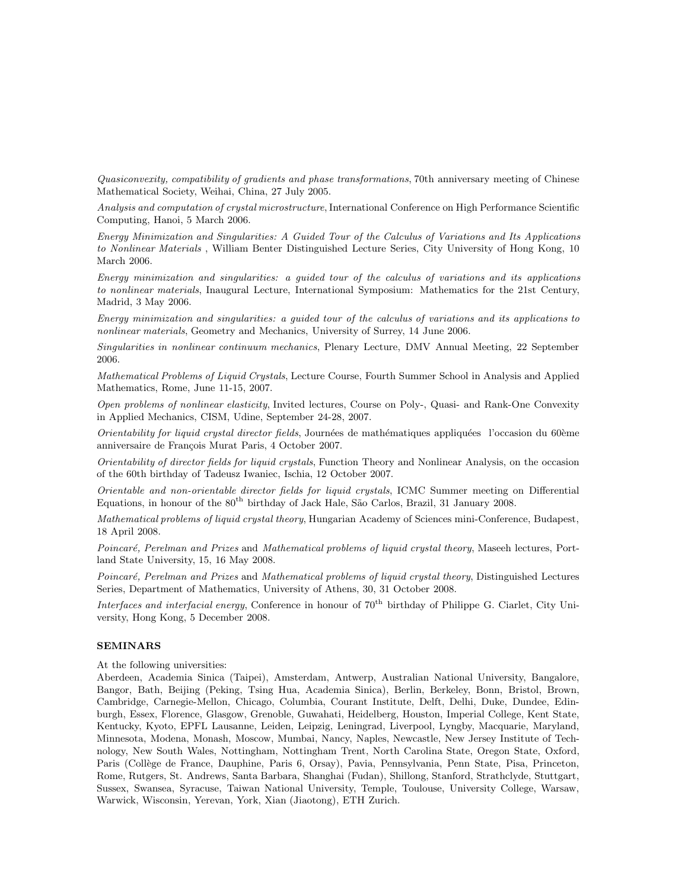*Quasiconvexity, compatibility of gradients and phase transformations*, 70th anniversary meeting of Chinese Mathematical Society, Weihai, China, 27 July 2005.

*Analysis and computation of crystal microstructure*, International Conference on High Performance Scientific Computing, Hanoi, 5 March 2006.

*Energy Minimization and Singularities: A Guided Tour of the Calculus of Variations and Its Applications to Nonlinear Materials* , William Benter Distinguished Lecture Series, City University of Hong Kong, 10 March 2006.

*Energy minimization and singularities: a guided tour of the calculus of variations and its applications to nonlinear materials*, Inaugural Lecture, International Symposium: Mathematics for the 21st Century, Madrid, 3 May 2006.

*Energy minimization and singularities: a guided tour of the calculus of variations and its applications to nonlinear materials*, Geometry and Mechanics, University of Surrey, 14 June 2006.

*Singularities in nonlinear continuum mechanics*, Plenary Lecture, DMV Annual Meeting, 22 September 2006.

*Mathematical Problems of Liquid Crystals*, Lecture Course, Fourth Summer School in Analysis and Applied Mathematics, Rome, June 11-15, 2007.

*Open problems of nonlinear elasticity*, Invited lectures, Course on Poly-, Quasi- and Rank-One Convexity in Applied Mechanics, CISM, Udine, September 24-28, 2007.

*Orientability for liquid crystal director fields*, Journées de mathématiques appliquées l'occasion du 60ème anniversaire de François Murat Paris, 4 October 2007.

*Orientability of director fields for liquid crystals*, Function Theory and Nonlinear Analysis, on the occasion of the 60th birthday of Tadeusz Iwaniec, Ischia, 12 October 2007.

*Orientable and non-orientable director fields for liquid crystals*, ICMC Summer meeting on Differential Equations, in honour of the 80$^{\text{th}}$ birthday of Jack Hale, São Carlos, Brazil, 31 January 2008.

*Mathematical problems of liquid crystal theory*, Hungarian Academy of Sciences mini-Conference, Budapest, 18 April 2008.

*Poincaré, Perelman and Prizes* and *Mathematical problems of liquid crystal theory*, Maseeh lectures, Portland State University, 15, 16 May 2008.

*Poincaré, Perelman and Prizes* and *Mathematical problems of liquid crystal theory*, Distinguished Lectures Series, Department of Mathematics, University of Athens, 30, 31 October 2008.

*Interfaces and interfacial energy*, Conference in honour of 70$^{\text{th}}$ birthday of Philippe G. Ciarlet, City University, Hong Kong, 5 December 2008.

**SEMINARS**

At the following universities:
Aberdeen, Academia Sinica (Taipei), Amsterdam, Antwerp, Australian National University, Bangalore, Bangor, Bath, Beijing (Peking, Tsing Hua, Academia Sinica), Berlin, Berkeley, Bonn, Bristol, Brown, Cambridge, Carnegie-Mellon, Chicago, Columbia, Courant Institute, Delft, Delhi, Duke, Dundee, Edinburgh, Essex, Florence, Glasgow, Grenoble, Guwahati, Heidelberg, Houston, Imperial College, Kent State, Kentucky, Kyoto, EPFL Lausanne, Leiden, Leipzig, Leningrad, Liverpool, Lyngby, Macquarie, Maryland, Minnesota, Modena, Monash, Moscow, Mumbai, Nancy, Naples, Newcastle, New Jersey Institute of Technology, New South Wales, Nottingham, Nottingham Trent, North Carolina State, Oregon State, Oxford, Paris (Collège de France, Dauphine, Paris 6, Orsay), Pavia, Pennsylvania, Penn State, Pisa, Princeton, Rome, Rutgers, St. Andrews, Santa Barbara, Shanghai (Fudan), Shillong, Stanford, Strathclyde, Stuttgart, Sussex, Swansea, Syracuse, Taiwan National University, Temple, Toulouse, University College, Warsaw, Warwick, Wisconsin, Yerevan, York, Xian (Jiaotong), ETH Zurich.